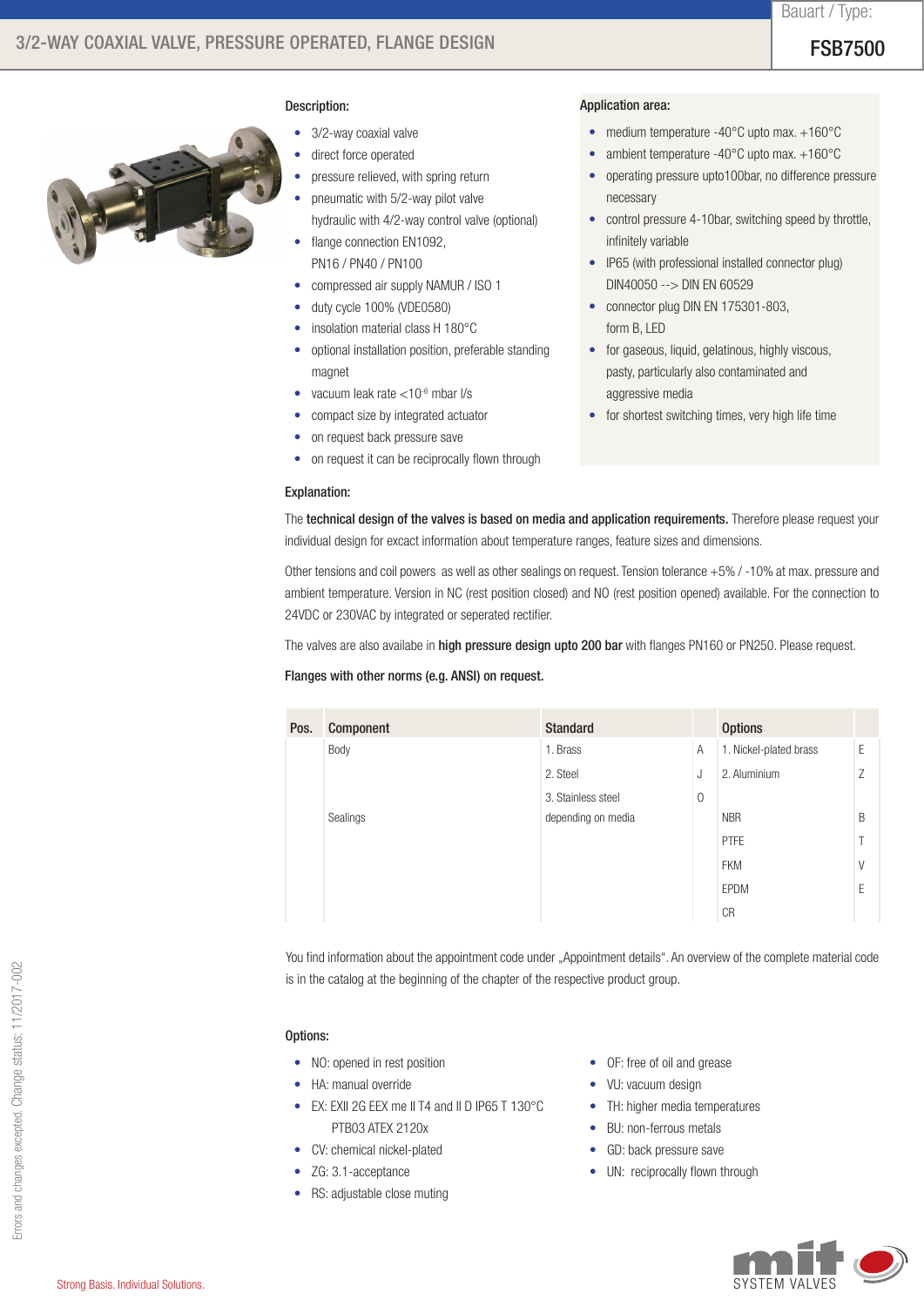# 3/2-WAY COAXIAL VALVE, PRESSURE OPERATED, FLANGE DESIGN

Bauart / Type:

**FSB7500**

## Description:

- 3/2-way coaxial valve
- direct force operated
- pressure relieved, with spring return
- pneumatic with 5/2-way pilot valve
  hydraulic with 4/2-way control valve (optional)
- flange connection EN1092,
  PN16 / PN40 / PN100
- compressed air supply NAMUR / ISO 1
- duty cycle 100% (VDE0580)
- insolation material class H 180°C
- optional installation position, preferable standing magnet
- vacuum leak rate <$10^{-6}$ mbar l/s
- compact size by integrated actuator
- on request back pressure save
- on request it can be reciprocally flown through

## Application area:

- medium temperature -40°C upto max. +160°C
- ambient temperature -40°C upto max. +160°C
- operating pressure upto100bar, no difference pressure necessary
- control pressure 4-10bar, switching speed by throttle, infinitely variable
- IP65 (with professional installed connector plug) DIN40050 --> DIN EN 60529
- connector plug DIN EN 175301-803, form B, LED
- for gaseous, liquid, gelatinous, highly viscous, pasty, particularly also contaminated and aggressive media
- for shortest switching times, very high life time

## Explanation:

The **technical design of the valves is based on media and application requirements.** Therefore please request your individual design for excact information about temperature ranges, feature sizes and dimensions.

Other tensions and coil powers  as well as other sealings on request. Tension tolerance +5% / -10% at max. pressure and ambient temperature. Version in NC (rest position closed) and NO (rest position opened) available. For the connection to 24VDC or 230VAC by integrated or seperated rectifier.

The valves are also availabe in **high pressure design upto 200 bar** with flanges PN160 or PN250. Please request.

**Flanges with other norms (e.g. ANSI) on request.**

| Pos. | Component | Standard | | Options | |
|---|---|---|---|---|---|
| | Body | 1. Brass | A | 1. Nickel-plated brass | E |
| | | 2. Steel | J | 2. Aluminium | Z |
| | | 3. Stainless steel | O | | |
| | Sealings | depending on media | | NBR | B |
| | | | | PTFE | T |
| | | | | FKM | V |
| | | | | EPDM | E |
| | | | | CR | |

You find information about the appointment code under „Appointment details". An overview of the complete material code is in the catalog at the beginning of the chapter of the respective product group.

## Options:

- NO: opened in rest position
- HA: manual override
- EX: EXII 2G EEX me II T4 and II D IP65 T 130°C
  PTB03 ATEX 2120x
- CV: chemical nickel-plated
- ZG: 3.1-acceptance
- RS: adjustable close muting
- OF: free of oil and grease
- VU: vacuum design
- TH: higher media temperatures
- BU: non-ferrous metals
- GD: back pressure save
- UN:  reciprocally flown through

Errors and changes excepted. Change status: 11/2017-002

Strong Basis. Individual Solutions.

mit SYSTEM VALVES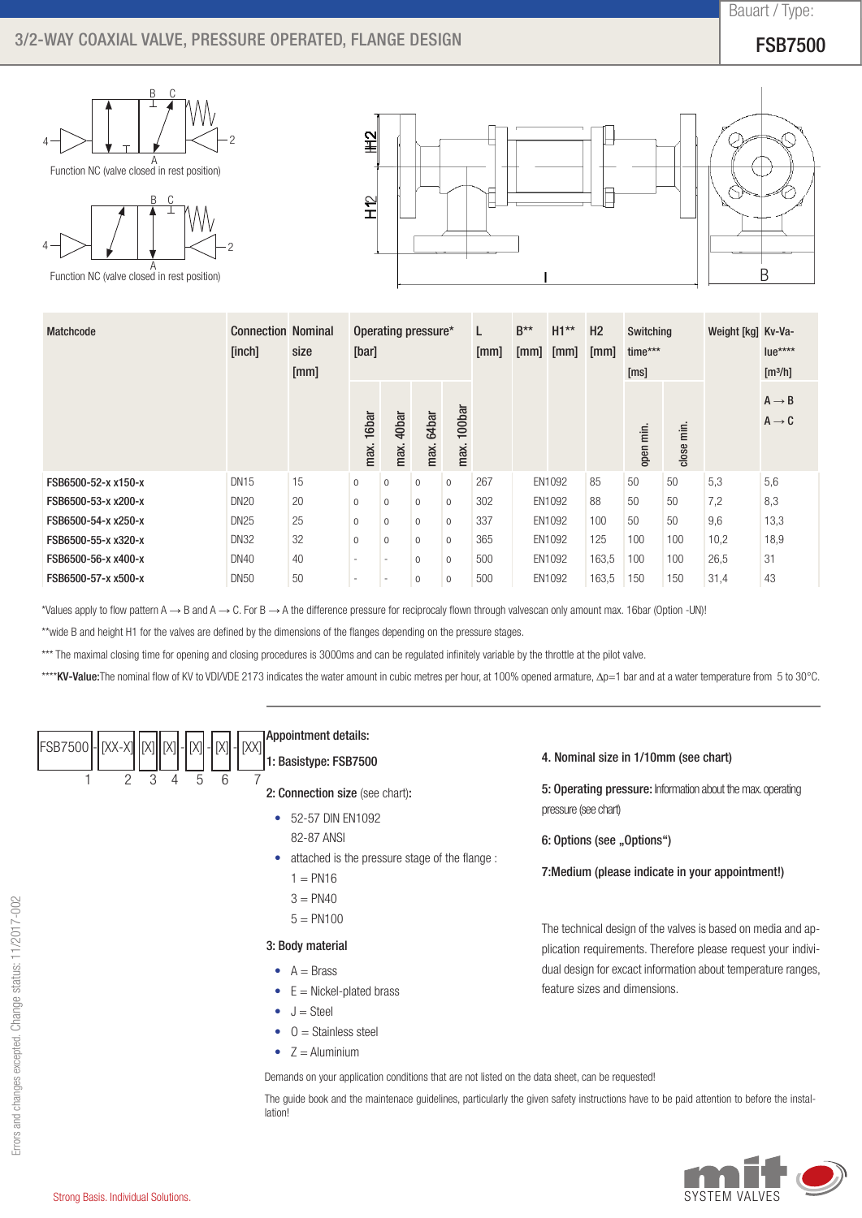# 3/2-WAY COAXIAL VALVE, PRESSURE OPERATED, FLANGE DESIGN

Bauart / Type: **FSB7500**

Function NC (valve closed in rest position)

Function NC (valve closed in rest position)

| Matchcode | Connection [inch] | Nominal size [mm] | Operating pressure* [bar] | | | | L [mm] | B** [mm] | H1** [mm] | H2 [mm] | Switching time*** [ms] | | Weight [kg] | Kv-Value**** [m³/h] |
|---|---|---|---|---|---|---|---|---|---|---|---|---|---|---|
| | | | max. 16bar | max. 40bar | max. 64bar | max. 100bar | | | | | open min. | close min. | | A → B A → C |
| FSB6500-52-x x150-x | DN15 | 15 | o | o | o | o | 267 | EN1092 | | 85 | 50 | 50 | 5,3 | 5,6 |
| FSB6500-53-x x200-x | DN20 | 20 | o | o | o | o | 302 | EN1092 | | 88 | 50 | 50 | 7,2 | 8,3 |
| FSB6500-54-x x250-x | DN25 | 25 | o | o | o | o | 337 | EN1092 | | 100 | 50 | 50 | 9,6 | 13,3 |
| FSB6500-55-x x320-x | DN32 | 32 | o | o | o | o | 365 | EN1092 | | 125 | 100 | 100 | 10,2 | 18,9 |
| FSB6500-56-x x400-x | DN40 | 40 | - | - | o | o | 500 | EN1092 | | 163,5 | 100 | 100 | 26,5 | 31 |
| FSB6500-57-x x500-x | DN50 | 50 | - | - | o | o | 500 | EN1092 | | 163,5 | 150 | 150 | 31,4 | 43 |

*Values apply to flow pattern A → B and A → C. For B → A the difference pressure for reciprocaly flown through valvescan only amount max. 16bar (Option -UN)!

**wide B and height H1 for the valves are defined by the dimensions of the flanges depending on the pressure stages.

*** The maximal closing time for opening and closing procedures is 3000ms and can be regulated infinitely variable by the throttle at the pilot valve.

\*\*\*\***KV-Value:** The nominal flow of KV to VDI/VDE 2173 indicates the water amount in cubic metres per hour, at 100% opened armature, Δp=1 bar and at a water temperature from 5 to 30°C.

FSB7500 - [XX-X] - [X] - [X] - [X] - [X] - [XX]
1 2 3 4 5 6 7

**Appointment details:**

**1: Basistype: FSB7500**

**2: Connection size** (see chart):

- 52-57 DIN EN1092
  82-87 ANSI
- attached is the pressure stage of the flange :
  1 = PN16
  3 = PN40
  5 = PN100

**3: Body material**

- A = Brass
- E = Nickel-plated brass
- J = Steel
- O = Stainless steel
- Z = Aluminium

**4. Nominal size in 1/10mm (see chart)**

**5: Operating pressure:** Information about the max. operating pressure (see chart)

**6: Options (see „Options“)**

**7:Medium (please indicate in your appointment!)**

The technical design of the valves is based on media and application requirements. Therefore please request your individual design for excact information about temperature ranges, feature sizes and dimensions.

Demands on your application conditions that are not listed on the data sheet, can be requested!

The guide book and the maintenace guidelines, particularly the given safety instructions have to be paid attention to before the installation!

Errors and changes excepted. Change status: 11/2017-002

Strong Basis. Individual Solutions.

mit SYSTEM VALVES